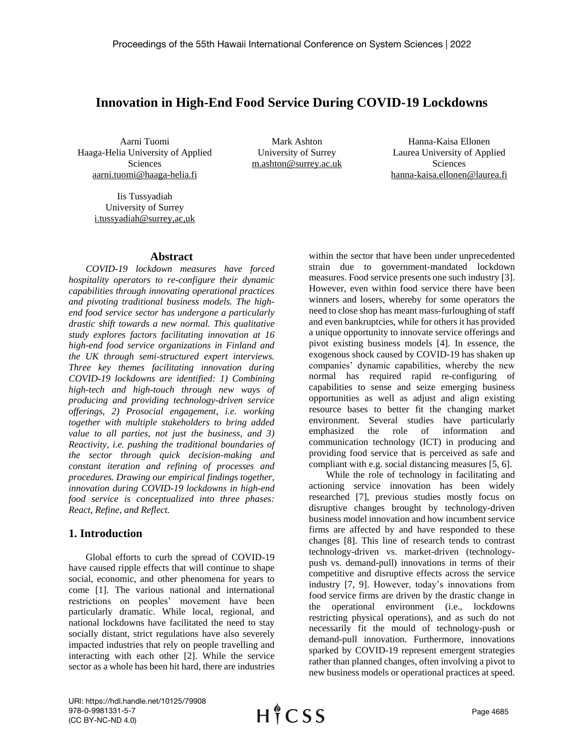# Innovation in High-End Food Service During COVID-19 Lockdowns

Aarni Tuomi
Haaga-Helia University of Applied Sciences
aarni.tuomi@haaga-helia.fi

Mark Ashton
University of Surrey
m.ashton@surrey.ac.uk

Hanna-Kaisa Ellonen
Laurea University of Applied Sciences
hanna-kaisa.ellonen@laurea.fi

Iis Tussyadiah
University of Surrey
i.tussyadiah@surrey,ac,uk

## Abstract

*COVID-19 lockdown measures have forced hospitality operators to re-configure their dynamic capabilities through innovating operational practices and pivoting traditional business models. The high-end food service sector has undergone a particularly drastic shift towards a new normal. This qualitative study explores factors facilitating innovation at 16 high-end food service organizations in Finland and the UK through semi-structured expert interviews. Three key themes facilitating innovation during COVID-19 lockdowns are identified: 1) Combining high-tech and high-touch through new ways of producing and providing technology-driven service offerings, 2) Prosocial engagement, i.e. working together with multiple stakeholders to bring added value to all parties, not just the business, and 3) Reactivity, i.e. pushing the traditional boundaries of the sector through quick decision-making and constant iteration and refining of processes and procedures. Drawing our empirical findings together, innovation during COVID-19 lockdowns in high-end food service is conceptualized into three phases: React, Refine, and Reflect.*

## 1. Introduction

Global efforts to curb the spread of COVID-19 have caused ripple effects that will continue to shape social, economic, and other phenomena for years to come [1]. The various national and international restrictions on peoples' movement have been particularly dramatic. While local, regional, and national lockdowns have facilitated the need to stay socially distant, strict regulations have also severely impacted industries that rely on people travelling and interacting with each other [2]. While the service sector as a whole has been hit hard, there are industries within the sector that have been under unprecedented strain due to government-mandated lockdown measures. Food service presents one such industry [3]. However, even within food service there have been winners and losers, whereby for some operators the need to close shop has meant mass-furloughing of staff and even bankruptcies, while for others it has provided a unique opportunity to innovate service offerings and pivot existing business models [4]. In essence, the exogenous shock caused by COVID-19 has shaken up companies' dynamic capabilities, whereby the new normal has required rapid re-configuring of capabilities to sense and seize emerging business opportunities as well as adjust and align existing resource bases to better fit the changing market environment. Several studies have particularly emphasized the role of information and communication technology (ICT) in producing and providing food service that is perceived as safe and compliant with e.g. social distancing measures [5, 6].

While the role of technology in facilitating and actioning service innovation has been widely researched [7], previous studies mostly focus on disruptive changes brought by technology-driven business model innovation and how incumbent service firms are affected by and have responded to these changes [8]. This line of research tends to contrast technology-driven vs. market-driven (technology-push vs. demand-pull) innovations in terms of their competitive and disruptive effects across the service industry [7, 9]. However, today's innovations from food service firms are driven by the drastic change in the operational environment (i.e., lockdowns restricting physical operations), and as such do not necessarily fit the mould of technology-push or demand-pull innovation. Furthermore, innovations sparked by COVID-19 represent emergent strategies rather than planned changes, often involving a pivot to new business models or operational practices at speed.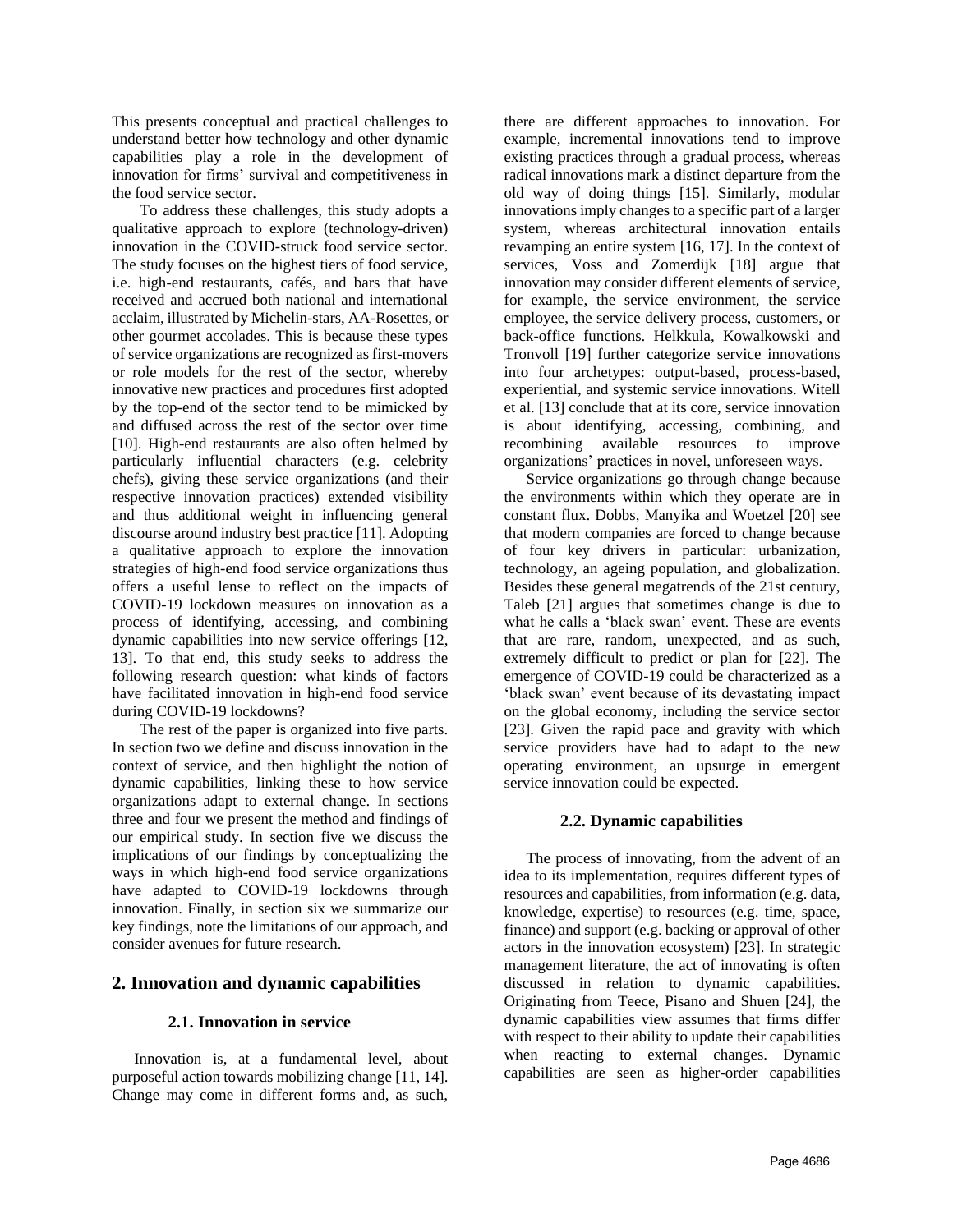This presents conceptual and practical challenges to understand better how technology and other dynamic capabilities play a role in the development of innovation for firms' survival and competitiveness in the food service sector.

To address these challenges, this study adopts a qualitative approach to explore (technology-driven) innovation in the COVID-struck food service sector. The study focuses on the highest tiers of food service, i.e. high-end restaurants, cafés, and bars that have received and accrued both national and international acclaim, illustrated by Michelin-stars, AA-Rosettes, or other gourmet accolades. This is because these types of service organizations are recognized as first-movers or role models for the rest of the sector, whereby innovative new practices and procedures first adopted by the top-end of the sector tend to be mimicked by and diffused across the rest of the sector over time [10]. High-end restaurants are also often helmed by particularly influential characters (e.g. celebrity chefs), giving these service organizations (and their respective innovation practices) extended visibility and thus additional weight in influencing general discourse around industry best practice [11]. Adopting a qualitative approach to explore the innovation strategies of high-end food service organizations thus offers a useful lense to reflect on the impacts of COVID-19 lockdown measures on innovation as a process of identifying, accessing, and combining dynamic capabilities into new service offerings [12, 13]. To that end, this study seeks to address the following research question: what kinds of factors have facilitated innovation in high-end food service during COVID-19 lockdowns?

The rest of the paper is organized into five parts. In section two we define and discuss innovation in the context of service, and then highlight the notion of dynamic capabilities, linking these to how service organizations adapt to external change. In sections three and four we present the method and findings of our empirical study. In section five we discuss the implications of our findings by conceptualizing the ways in which high-end food service organizations have adapted to COVID-19 lockdowns through innovation. Finally, in section six we summarize our key findings, note the limitations of our approach, and consider avenues for future research.

## 2. Innovation and dynamic capabilities

### 2.1. Innovation in service

Innovation is, at a fundamental level, about purposeful action towards mobilizing change [11, 14]. Change may come in different forms and, as such, there are different approaches to innovation. For example, incremental innovations tend to improve existing practices through a gradual process, whereas radical innovations mark a distinct departure from the old way of doing things [15]. Similarly, modular innovations imply changes to a specific part of a larger system, whereas architectural innovation entails revamping an entire system [16, 17]. In the context of services, Voss and Zomerdijk [18] argue that innovation may consider different elements of service, for example, the service environment, the service employee, the service delivery process, customers, or back-office functions. Helkkula, Kowalkowski and Tronvoll [19] further categorize service innovations into four archetypes: output-based, process-based, experiential, and systemic service innovations. Witell et al. [13] conclude that at its core, service innovation is about identifying, accessing, combining, and recombining available resources to improve organizations' practices in novel, unforeseen ways.

Service organizations go through change because the environments within which they operate are in constant flux. Dobbs, Manyika and Woetzel [20] see that modern companies are forced to change because of four key drivers in particular: urbanization, technology, an ageing population, and globalization. Besides these general megatrends of the 21st century, Taleb [21] argues that sometimes change is due to what he calls a 'black swan' event. These are events that are rare, random, unexpected, and as such, extremely difficult to predict or plan for [22]. The emergence of COVID-19 could be characterized as a 'black swan' event because of its devastating impact on the global economy, including the service sector [23]. Given the rapid pace and gravity with which service providers have had to adapt to the new operating environment, an upsurge in emergent service innovation could be expected.

### 2.2. Dynamic capabilities

The process of innovating, from the advent of an idea to its implementation, requires different types of resources and capabilities, from information (e.g. data, knowledge, expertise) to resources (e.g. time, space, finance) and support (e.g. backing or approval of other actors in the innovation ecosystem) [23]. In strategic management literature, the act of innovating is often discussed in relation to dynamic capabilities. Originating from Teece, Pisano and Shuen [24], the dynamic capabilities view assumes that firms differ with respect to their ability to update their capabilities when reacting to external changes. Dynamic capabilities are seen as higher-order capabilities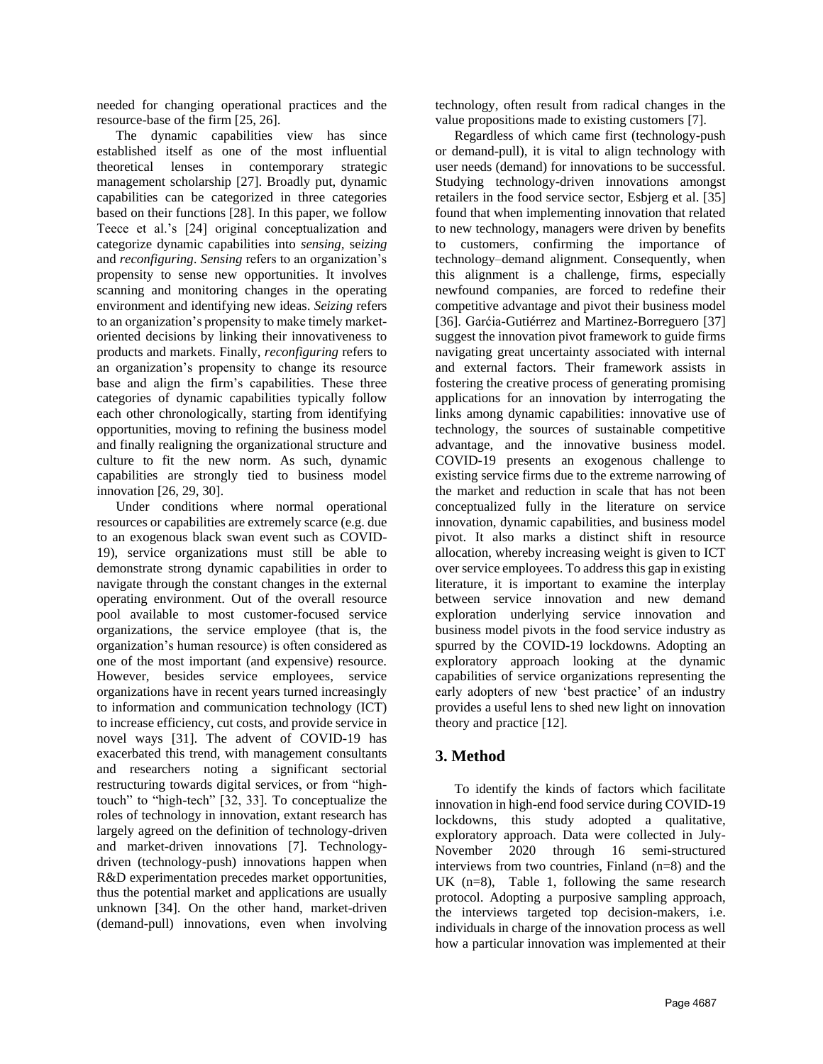needed for changing operational practices and the resource-base of the firm [25, 26].

The dynamic capabilities view has since established itself as one of the most influential theoretical lenses in contemporary strategic management scholarship [27]. Broadly put, dynamic capabilities can be categorized in three categories based on their functions [28]. In this paper, we follow Teece et al.'s [24] original conceptualization and categorize dynamic capabilities into *sensing*, s*eizing* and *reconfiguring*. *Sensing* refers to an organization's propensity to sense new opportunities. It involves scanning and monitoring changes in the operating environment and identifying new ideas. *Seizing* refers to an organization's propensity to make timely market-oriented decisions by linking their innovativeness to products and markets. Finally, *reconfiguring* refers to an organization's propensity to change its resource base and align the firm's capabilities. These three categories of dynamic capabilities typically follow each other chronologically, starting from identifying opportunities, moving to refining the business model and finally realigning the organizational structure and culture to fit the new norm. As such, dynamic capabilities are strongly tied to business model innovation [26, 29, 30].

Under conditions where normal operational resources or capabilities are extremely scarce (e.g. due to an exogenous black swan event such as COVID-19), service organizations must still be able to demonstrate strong dynamic capabilities in order to navigate through the constant changes in the external operating environment. Out of the overall resource pool available to most customer-focused service organizations, the service employee (that is, the organization's human resource) is often considered as one of the most important (and expensive) resource. However, besides service employees, service organizations have in recent years turned increasingly to information and communication technology (ICT) to increase efficiency, cut costs, and provide service in novel ways [31]. The advent of COVID-19 has exacerbated this trend, with management consultants and researchers noting a significant sectorial restructuring towards digital services, or from "high-touch" to "high-tech" [32, 33]. To conceptualize the roles of technology in innovation, extant research has largely agreed on the definition of technology-driven and market-driven innovations [7]. Technology-driven (technology-push) innovations happen when R&D experimentation precedes market opportunities, thus the potential market and applications are usually unknown [34]. On the other hand, market-driven (demand-pull) innovations, even when involving technology, often result from radical changes in the value propositions made to existing customers [7].

Regardless of which came first (technology-push or demand-pull), it is vital to align technology with user needs (demand) for innovations to be successful. Studying technology-driven innovations amongst retailers in the food service sector, Esbjerg et al. [35] found that when implementing innovation that related to new technology, managers were driven by benefits to customers, confirming the importance of technology–demand alignment. Consequently, when this alignment is a challenge, firms, especially newfound companies, are forced to redefine their competitive advantage and pivot their business model [36]. Garćia-Gutiérrez and Martinez-Borreguero [37] suggest the innovation pivot framework to guide firms navigating great uncertainty associated with internal and external factors. Their framework assists in fostering the creative process of generating promising applications for an innovation by interrogating the links among dynamic capabilities: innovative use of technology, the sources of sustainable competitive advantage, and the innovative business model. COVID-19 presents an exogenous challenge to existing service firms due to the extreme narrowing of the market and reduction in scale that has not been conceptualized fully in the literature on service innovation, dynamic capabilities, and business model pivot. It also marks a distinct shift in resource allocation, whereby increasing weight is given to ICT over service employees. To address this gap in existing literature, it is important to examine the interplay between service innovation and new demand exploration underlying service innovation and business model pivots in the food service industry as spurred by the COVID-19 lockdowns. Adopting an exploratory approach looking at the dynamic capabilities of service organizations representing the early adopters of new 'best practice' of an industry provides a useful lens to shed new light on innovation theory and practice [12].

## 3. Method

To identify the kinds of factors which facilitate innovation in high-end food service during COVID-19 lockdowns, this study adopted a qualitative, exploratory approach. Data were collected in July-November 2020 through 16 semi-structured interviews from two countries, Finland (n=8) and the UK (n=8), Table 1, following the same research protocol. Adopting a purposive sampling approach, the interviews targeted top decision-makers, i.e. individuals in charge of the innovation process as well how a particular innovation was implemented at their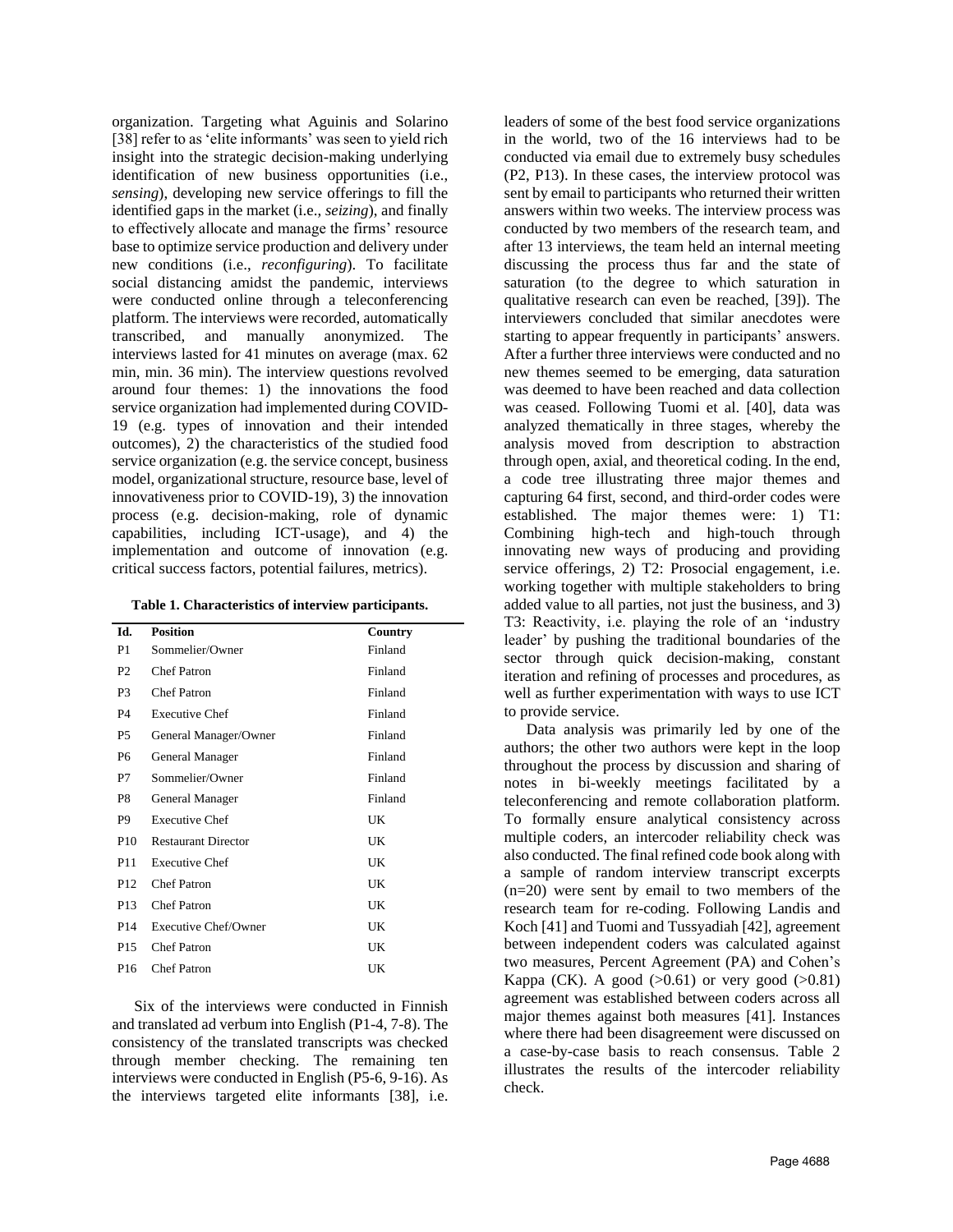organization. Targeting what Aguinis and Solarino [38] refer to as 'elite informants' was seen to yield rich insight into the strategic decision-making underlying identification of new business opportunities (i.e., *sensing*), developing new service offerings to fill the identified gaps in the market (i.e., *seizing*), and finally to effectively allocate and manage the firms' resource base to optimize service production and delivery under new conditions (i.e., *reconfiguring*). To facilitate social distancing amidst the pandemic, interviews were conducted online through a teleconferencing platform. The interviews were recorded, automatically transcribed, and manually anonymized. The interviews lasted for 41 minutes on average (max. 62 min, min. 36 min). The interview questions revolved around four themes: 1) the innovations the food service organization had implemented during COVID-19 (e.g. types of innovation and their intended outcomes), 2) the characteristics of the studied food service organization (e.g. the service concept, business model, organizational structure, resource base, level of innovativeness prior to COVID-19), 3) the innovation process (e.g. decision-making, role of dynamic capabilities, including ICT-usage), and 4) the implementation and outcome of innovation (e.g. critical success factors, potential failures, metrics).

**Table 1. Characteristics of interview participants.**

| Id. | Position | Country |
|---|---|---|
| P1 | Sommelier/Owner | Finland |
| P2 | Chef Patron | Finland |
| P3 | Chef Patron | Finland |
| P4 | Executive Chef | Finland |
| P5 | General Manager/Owner | Finland |
| P6 | General Manager | Finland |
| P7 | Sommelier/Owner | Finland |
| P8 | General Manager | Finland |
| P9 | Executive Chef | UK |
| P10 | Restaurant Director | UK |
| P11 | Executive Chef | UK |
| P12 | Chef Patron | UK |
| P13 | Chef Patron | UK |
| P14 | Executive Chef/Owner | UK |
| P15 | Chef Patron | UK |
| P16 | Chef Patron | UK |

Six of the interviews were conducted in Finnish and translated ad verbum into English (P1-4, 7-8). The consistency of the translated transcripts was checked through member checking. The remaining ten interviews were conducted in English (P5-6, 9-16). As the interviews targeted elite informants [38], i.e. leaders of some of the best food service organizations in the world, two of the 16 interviews had to be conducted via email due to extremely busy schedules (P2, P13). In these cases, the interview protocol was sent by email to participants who returned their written answers within two weeks. The interview process was conducted by two members of the research team, and after 13 interviews, the team held an internal meeting discussing the process thus far and the state of saturation (to the degree to which saturation in qualitative research can even be reached, [39]). The interviewers concluded that similar anecdotes were starting to appear frequently in participants' answers. After a further three interviews were conducted and no new themes seemed to be emerging, data saturation was deemed to have been reached and data collection was ceased. Following Tuomi et al. [40], data was analyzed thematically in three stages, whereby the analysis moved from description to abstraction through open, axial, and theoretical coding. In the end, a code tree illustrating three major themes and capturing 64 first, second, and third-order codes were established. The major themes were: 1) T1: Combining high-tech and high-touch through innovating new ways of producing and providing service offerings, 2) T2: Prosocial engagement, i.e. working together with multiple stakeholders to bring added value to all parties, not just the business, and 3) T3: Reactivity, i.e. playing the role of an 'industry leader' by pushing the traditional boundaries of the sector through quick decision-making, constant iteration and refining of processes and procedures, as well as further experimentation with ways to use ICT to provide service.

Data analysis was primarily led by one of the authors; the other two authors were kept in the loop throughout the process by discussion and sharing of notes in bi-weekly meetings facilitated by a teleconferencing and remote collaboration platform. To formally ensure analytical consistency across multiple coders, an intercoder reliability check was also conducted. The final refined code book along with a sample of random interview transcript excerpts (n=20) were sent by email to two members of the research team for re-coding. Following Landis and Koch [41] and Tuomi and Tussyadiah [42], agreement between independent coders was calculated against two measures, Percent Agreement (PA) and Cohen's Kappa (CK). A good (>0.61) or very good (>0.81) agreement was established between coders across all major themes against both measures [41]. Instances where there had been disagreement were discussed on a case-by-case basis to reach consensus. Table 2 illustrates the results of the intercoder reliability check.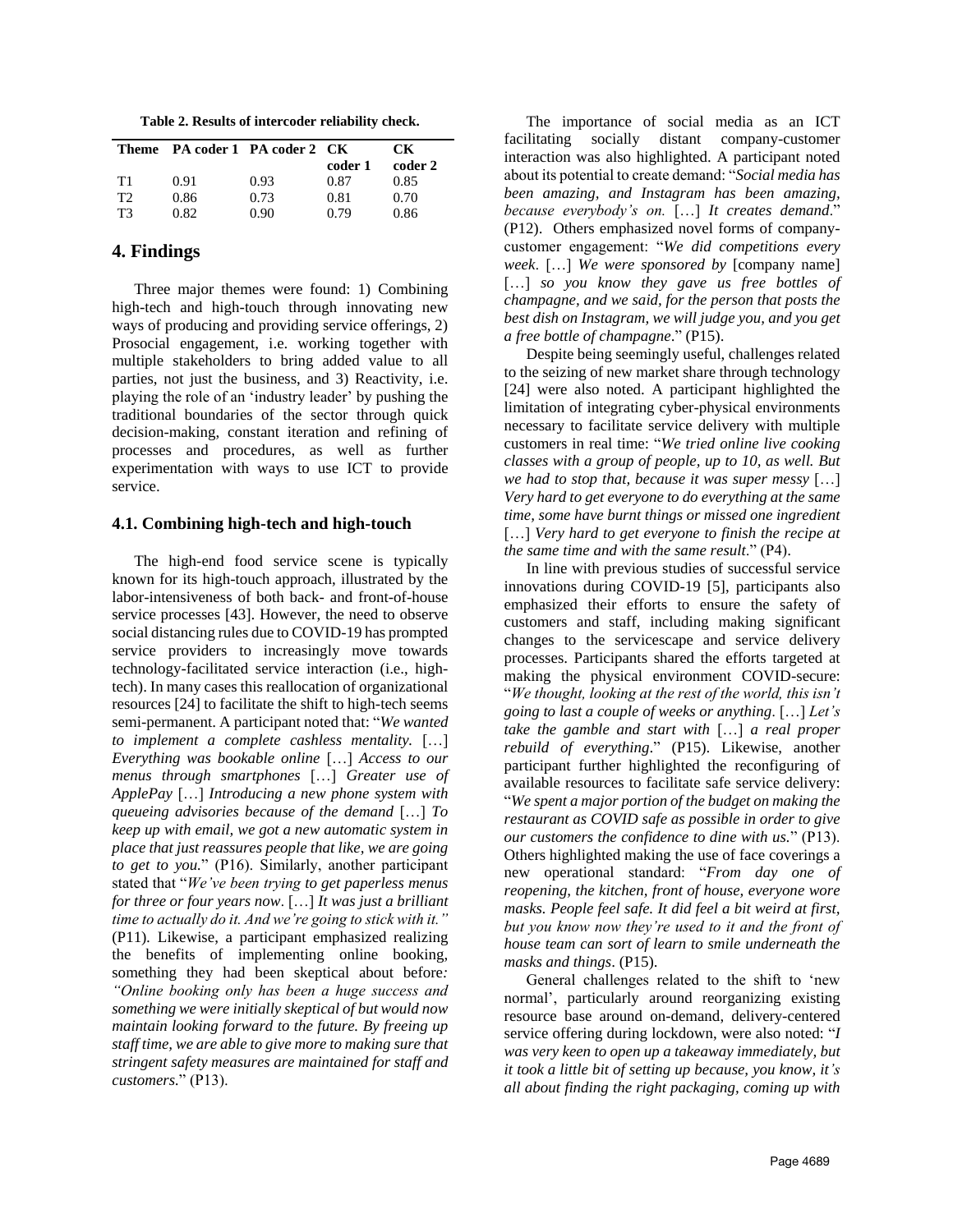**Table 2. Results of intercoder reliability check.**

| Theme | PA coder 1 | PA coder 2 | CK coder 1 | CK coder 2 |
|---|---|---|---|---|
| T1 | 0.91 | 0.93 | 0.87 | 0.85 |
| T2 | 0.86 | 0.73 | 0.81 | 0.70 |
| T3 | 0.82 | 0.90 | 0.79 | 0.86 |

## 4. Findings

Three major themes were found: 1) Combining high-tech and high-touch through innovating new ways of producing and providing service offerings, 2) Prosocial engagement, i.e. working together with multiple stakeholders to bring added value to all parties, not just the business, and 3) Reactivity, i.e. playing the role of an 'industry leader' by pushing the traditional boundaries of the sector through quick decision-making, constant iteration and refining of processes and procedures, as well as further experimentation with ways to use ICT to provide service.

### 4.1. Combining high-tech and high-touch

The high-end food service scene is typically known for its high-touch approach, illustrated by the labor-intensiveness of both back- and front-of-house service processes [43]. However, the need to observe social distancing rules due to COVID-19 has prompted service providers to increasingly move towards technology-facilitated service interaction (i.e., high-tech). In many cases this reallocation of organizational resources [24] to facilitate the shift to high-tech seems semi-permanent. A participant noted that: "*We wanted to implement a complete cashless mentality.* […] *Everything was bookable online* […] *Access to our menus through smartphones* […] *Greater use of ApplePay* […] *Introducing a new phone system with queueing advisories because of the demand* […] *To keep up with email, we got a new automatic system in place that just reassures people that like, we are going to get to you.*" (P16). Similarly, another participant stated that "*We've been trying to get paperless menus for three or four years now*. […] *It was just a brilliant time to actually do it. And we're going to stick with it.*" (P11). Likewise, a participant emphasized realizing the benefits of implementing online booking, something they had been skeptical about before*: "Online booking only has been a huge success and something we were initially skeptical of but would now maintain looking forward to the future. By freeing up staff time, we are able to give more to making sure that stringent safety measures are maintained for staff and customers.*" (P13).

The importance of social media as an ICT facilitating socially distant company-customer interaction was also highlighted. A participant noted about its potential to create demand: "*Social media has been amazing, and Instagram has been amazing, because everybody's on.* […] *It creates demand*." (P12). Others emphasized novel forms of company-customer engagement: "*We did competitions every week*. […] *We were sponsored by* [company name] […] *so you know they gave us free bottles of champagne, and we said, for the person that posts the best dish on Instagram, we will judge you, and you get a free bottle of champagne*." (P15).

Despite being seemingly useful, challenges related to the seizing of new market share through technology [24] were also noted. A participant highlighted the limitation of integrating cyber-physical environments necessary to facilitate service delivery with multiple customers in real time: "*We tried online live cooking classes with a group of people, up to 10, as well. But we had to stop that, because it was super messy* […] *Very hard to get everyone to do everything at the same time, some have burnt things or missed one ingredient* […] *Very hard to get everyone to finish the recipe at the same time and with the same result*." (P4).

In line with previous studies of successful service innovations during COVID-19 [5], participants also emphasized their efforts to ensure the safety of customers and staff, including making significant changes to the servicescape and service delivery processes. Participants shared the efforts targeted at making the physical environment COVID-secure: "*We thought, looking at the rest of the world, this isn't going to last a couple of weeks or anything*. […] *Let's take the gamble and start with* […] *a real proper rebuild of everything*." (P15). Likewise, another participant further highlighted the reconfiguring of available resources to facilitate safe delivery: "*We spent a major portion of the budget on making the restaurant as COVID safe as possible in order to give our customers the confidence to dine with us.*" (P13). Others highlighted making the use of face coverings a new operational standard: "*From day one of reopening, the kitchen, front of house, everyone wore masks. People feel safe. It did feel a bit weird at first, but you know now they're used to it and the front of house team can sort of learn to smile underneath the masks and things*. (P15).

General challenges related to the shift to 'new normal', particularly around reorganizing existing resource base around on-demand, delivery-centered service offering during lockdown, were also noted: "*I was very keen to open up a takeaway immediately, but it took a little bit of setting up because, you know, it's all about finding the right packaging, coming up with*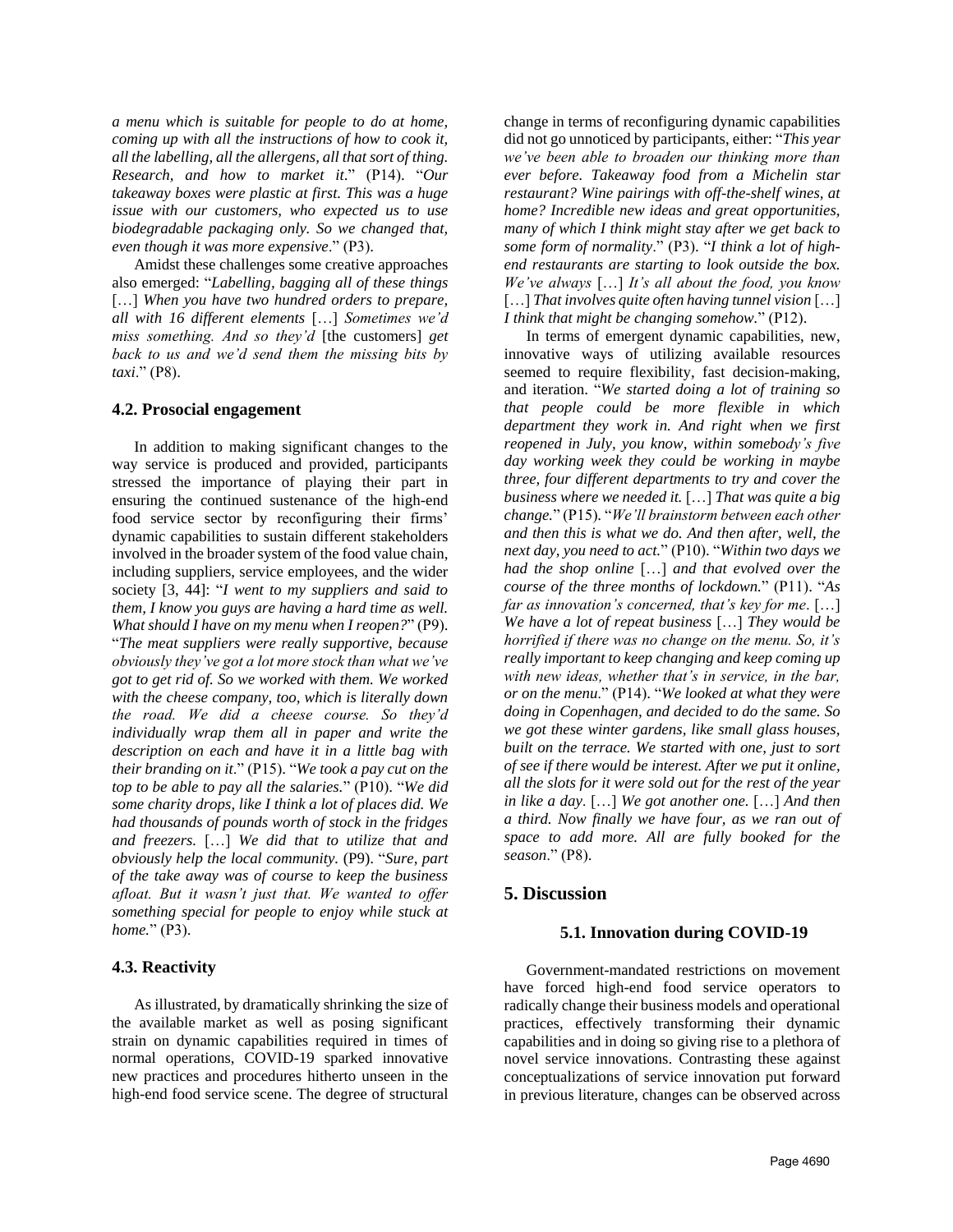*a menu which is suitable for people to do at home, coming up with all the instructions of how to cook it, all the labelling, all the allergens, all that sort of thing. Research, and how to market it*." (P14). "*Our takeaway boxes were plastic at first. This was a huge issue with our customers, who expected us to use biodegradable packaging only. So we changed that, even though it was more expensive*." (P3).

Amidst these challenges some creative approaches also emerged: "*Labelling, bagging all of these things* […] *When you have two hundred orders to prepare, all with 16 different elements* […] *Sometimes we'd miss something. And so they'd* [the customers] *get back to us and we'd send them the missing bits by taxi*." (P8).

### 4.2. Prosocial engagement

In addition to making significant changes to the way service is produced and provided, participants stressed the importance of playing their part in ensuring the continued sustenance of the high-end food service sector by reconfiguring their firms' dynamic capabilities to sustain different stakeholders involved in the broader system of the food value chain, including suppliers, service employees, and the wider society [3, 44]: "*I went to my suppliers and said to them, I know you guys are having a hard time as well. What should I have on my menu when I reopen?*" (P9). "*The meat suppliers were really supportive, because obviously they've got a lot more stock than what we've got to get rid of. So we worked with them. We worked with the cheese company, too, which is literally down the road. We did a cheese course. So they'd individually wrap them all in paper and write the description on each and have it in a little bag with their branding on it*." (P15). "*We took a pay cut on the top to be able to pay all the salaries.*" (P10). "*We did some charity drops, like I think a lot of places did. We had thousands of pounds worth of stock in the fridges and freezers.* […] *We did that to utilize that and obviously help the local community.* (P9). "*Sure, part of the take away was of course to keep the business afloat. But it wasn't just that. We wanted to offer something special for people to enjoy while stuck at home.*" (P3).

### 4.3. Reactivity

As illustrated, by dramatically shrinking the size of the available market as well as posing significant strain on dynamic capabilities required in times of normal operations, COVID-19 sparked innovative new practices and procedures hitherto unseen in the high-end food service scene. The degree of structural change in terms of reconfiguring dynamic capabilities did not go unnoticed by participants, either: "*This year we've been able to broaden our thinking more than ever before. Takeaway food from a Michelin star restaurant? Wine pairings with off-the-shelf wines, at home? Incredible new ideas and great opportunities, many of which I think might stay after we get back to some form of normality*." (P3). "*I think a lot of high-end restaurants are starting to look outside the box. We've always* […] *It's all about the food, you know* […] *That involves quite often having tunnel vision* […] *I think that might be changing somehow.*" (P12).

In terms of emergent dynamic capabilities, new, innovative ways of utilizing available resources seemed to require flexibility, fast decision-making, and iteration. "*We started doing a lot of training so that people could be more flexible in which department they work in. And right when we first reopened in July, you know, within somebody's five day working week they could be working in maybe three, four different departments to try and cover the business where we needed it.* […] *That was quite a big change.*" (P15). "*We'll brainstorm between each other and then this is what we do. And then after, well, the next day, you need to act.*" (P10). "*Within two days we had the shop online* […] *and that evolved over the course of the three months of lockdown.*" (P11). "*As far as innovation's concerned, that's key for me*. […] *We have a lot of repeat business* […] *They would be horrified if there was no change on the menu. So, it's really important to keep changing and keep coming up with new ideas, whether that's in service, in the bar, or on the menu*." (P14). "*We looked at what they were doing in Copenhagen, and decided to do the same. So we got these winter gardens, like small glass houses, built on the terrace. We started with one, just to sort of see if there would be interest. After we put it online, all the slots for it were sold out for the rest of the year in like a day.* […] *We got another one.* […] *And then a third. Now finally we have four, as we ran out of space to add more. All are fully booked for the season*." (P8).

## 5. Discussion

### 5.1. Innovation during COVID-19

Government-mandated restrictions on movement have forced high-end food service operators to radically change their business models and operational practices, effectively transforming their dynamic capabilities and in doing so giving rise to a plethora of novel service innovations. Contrasting these against conceptualizations of service innovation put forward in previous literature, changes can be observed across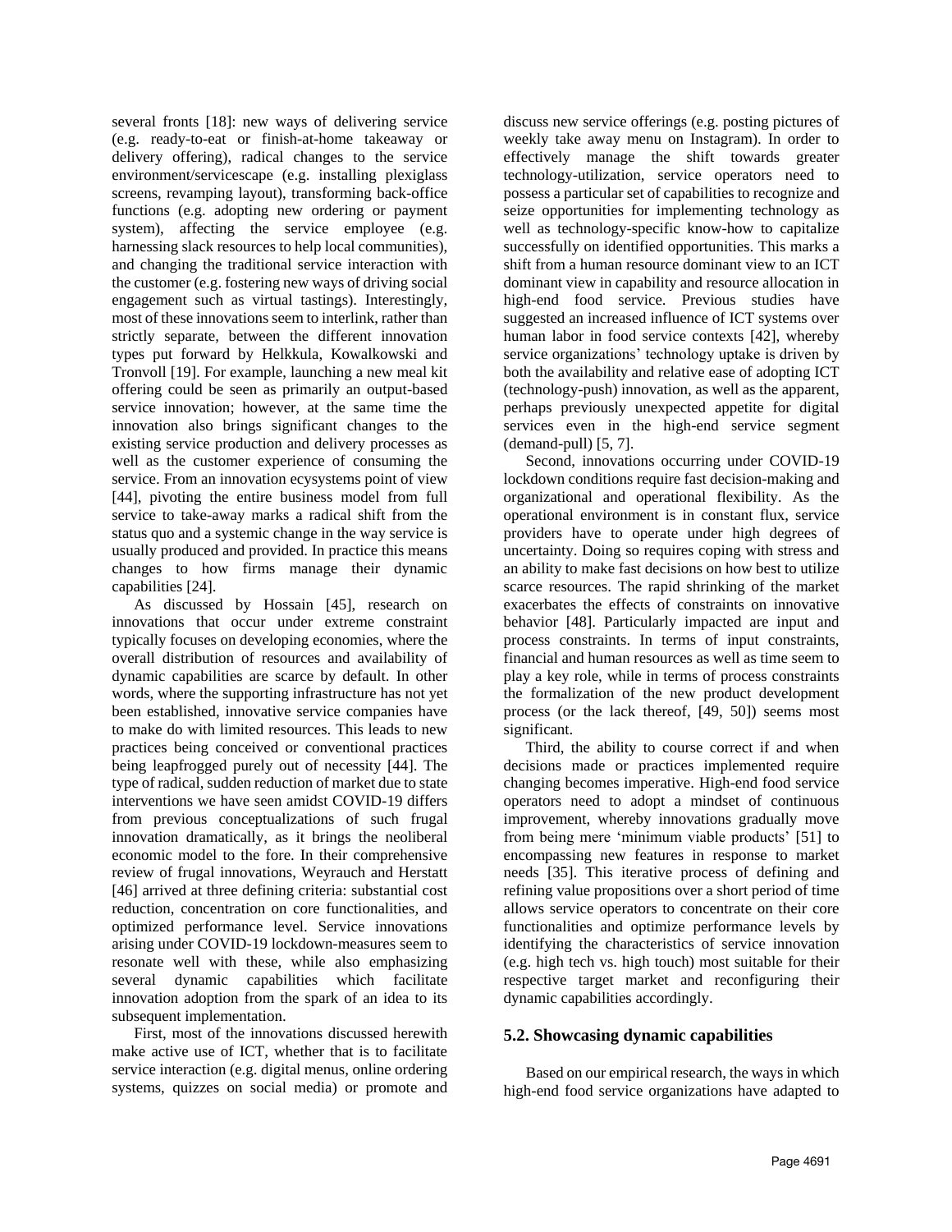several fronts [18]: new ways of delivering service (e.g. ready-to-eat or finish-at-home takeaway or delivery offering), radical changes to the service environment/servicescape (e.g. installing plexiglass screens, revamping layout), transforming back-office functions (e.g. adopting new ordering or payment system), affecting the service employee (e.g. harnessing slack resources to help local communities), and changing the traditional service interaction with the customer (e.g. fostering new ways of driving social engagement such as virtual tastings). Interestingly, most of these innovations seem to interlink, rather than strictly separate, between the different innovation types put forward by Helkkula, Kowalkowski and Tronvoll [19]. For example, launching a new meal kit offering could be seen as primarily an output-based service innovation; however, at the same time the innovation also brings significant changes to the existing service production and delivery processes as well as the customer experience of consuming the service. From an innovation ecysystems point of view [44], pivoting the entire business model from full service to take-away marks a radical shift from the status quo and a systemic change in the way service is usually produced and provided. In practice this means changes to how firms manage their dynamic capabilities [24].

As discussed by Hossain [45], research on innovations that occur under extreme constraint typically focuses on developing economies, where the overall distribution of resources and availability of dynamic capabilities are scarce by default. In other words, where the supporting infrastructure has not yet been established, innovative service companies have to make do with limited resources. This leads to new practices being conceived or conventional practices being leapfrogged purely out of necessity [44]. The type of radical, sudden reduction of market due to state interventions we have seen amidst COVID-19 differs from previous conceptualizations of such frugal innovation dramatically, as it brings the neoliberal economic model to the fore. In their comprehensive review of frugal innovations, Weyrauch and Herstatt [46] arrived at three defining criteria: substantial cost reduction, concentration on core functionalities, and optimized performance level. Service innovations arising under COVID-19 lockdown-measures seem to resonate well with these, while also emphasizing several dynamic capabilities which facilitate innovation adoption from the spark of an idea to its subsequent implementation.

First, most of the innovations discussed herewith make active use of ICT, whether that is to facilitate service interaction (e.g. digital menus, online ordering systems, quizzes on social media) or promote and discuss new service offerings (e.g. posting pictures of weekly take away menu on Instagram). In order to effectively manage the shift towards greater technology-utilization, service operators need to possess a particular set of capabilities to recognize and seize opportunities for implementing technology as well as technology-specific know-how to capitalize successfully on identified opportunities. This marks a shift from a human resource dominant view to an ICT dominant view in capability and resource allocation in high-end food service. Previous studies have suggested an increased influence of ICT systems over human labor in food service contexts [42], whereby service organizations' technology uptake is driven by both the availability and relative ease of adopting ICT (technology-push) innovation, as well as the apparent, perhaps previously unexpected appetite for digital services even in the high-end service segment (demand-pull) [5, 7].

Second, innovations occurring under COVID-19 lockdown conditions require fast decision-making and organizational and operational flexibility. As the operational environment is in constant flux, service providers have to operate under high degrees of uncertainty. Doing so requires coping with stress and an ability to make fast decisions on how best to utilize scarce resources. The rapid shrinking of the market exacerbates the effects of constraints on innovative behavior [48]. Particularly impacted are input and process constraints. In terms of input constraints, financial and human resources as well as time seem to play a key role, while in terms of process constraints the formalization of the new product development process (or the lack thereof, [49, 50]) seems most significant.

Third, the ability to course correct if and when decisions made or practices implemented require changing becomes imperative. High-end food service operators need to adopt a mindset of continuous improvement, whereby innovations gradually move from being mere 'minimum viable products' [51] to encompassing new features in response to market needs [35]. This iterative process of defining and refining value propositions over a short period of time allows service operators to concentrate on their core functionalities and optimize performance levels by identifying the characteristics of service innovation (e.g. high tech vs. high touch) most suitable for their respective target market and reconfiguring their dynamic capabilities accordingly.

### 5.2. Showcasing dynamic capabilities

Based on our empirical research, the ways in which high-end food service organizations have adapted to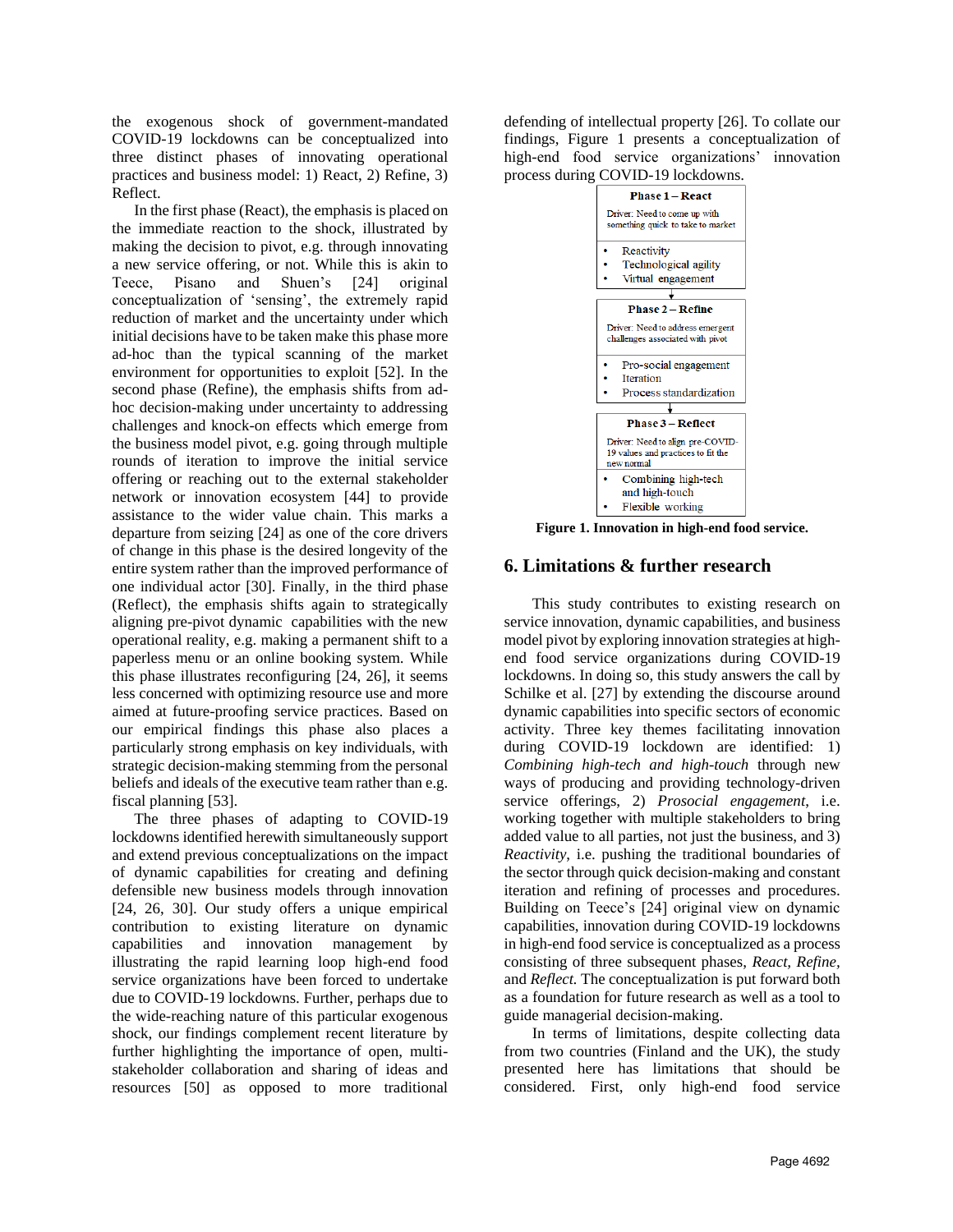the exogenous shock of government-mandated COVID-19 lockdowns can be conceptualized into three distinct phases of innovating operational practices and business model: 1) React, 2) Refine, 3) Reflect.

In the first phase (React), the emphasis is placed on the immediate reaction to the shock, illustrated by making the decision to pivot, e.g. through innovating a new service offering, or not. While this is akin to Teece, Pisano and Shuen's [24] original conceptualization of 'sensing', the extremely rapid reduction of market and the uncertainty under which initial decisions have to be taken make this phase more ad-hoc than the typical scanning of the market environment for opportunities to exploit [52]. In the second phase (Refine), the emphasis shifts from ad-hoc decision-making under uncertainty to addressing challenges and knock-on effects which emerge from the business model pivot, e.g. going through multiple rounds of iteration to improve the initial service offering or reaching out to the external stakeholder network or innovation ecosystem [44] to provide assistance to the wider value chain. This marks a departure from seizing [24] as one of the core drivers of change in this phase is the desired longevity of the entire system rather than the improved performance of one individual actor [30]. Finally, in the third phase (Reflect), the emphasis shifts again to strategically aligning pre-pivot dynamic capabilities with the new operational reality, e.g. making a permanent shift to a paperless menu or an online booking system. While this phase illustrates reconfiguring [24, 26], it seems less concerned with optimizing resource use and more aimed at future-proofing service practices. Based on our empirical findings this phase also places a particularly strong emphasis on key individuals, with strategic decision-making stemming from the personal beliefs and ideals of the executive team rather than e.g. fiscal planning [53].

The three phases of adapting to COVID-19 lockdowns identified herewith simultaneously support and extend previous conceptualizations on the impact of dynamic capabilities for creating and defining defensible new business models through innovation [24, 26, 30]. Our study offers a unique empirical contribution to existing literature on dynamic capabilities and innovation management by illustrating the rapid learning loop high-end food service organizations have been forced to undertake due to COVID-19 lockdowns. Further, perhaps due to the wide-reaching nature of this particular exogenous shock, our findings complement recent literature by further highlighting the importance of open, multi-stakeholder collaboration and sharing of ideas and resources [50] as opposed to more traditional defending of intellectual property [26]. To collate our findings, Figure 1 presents a conceptualization of high-end food service organizations' innovation process during COVID-19 lockdowns.

**Phase 1 – React**
Driver: Need to come up with something quick to take to market
- Reactivity
- Technological agility
- Virtual engagement

↓

**Phase 2 – Refine**
Driver: Need to address emergent challenges associated with pivot
- Pro-social engagement
- Iteration
- Process standardization

↓

**Phase 3 – Reflect**
Driver: Need to align pre-COVID-19 values and practices to fit the new normal
- Combining high-tech and high-touch
- Flexible working

**Figure 1. Innovation in high-end food service.**

## 6. Limitations & further research

This study contributes to existing research on service innovation, dynamic capabilities, and business model pivot by exploring innovation strategies at high-end food service organizations during COVID-19 lockdowns. In doing so, this study answers the call by Schilke et al. [27] by extending the discourse around dynamic capabilities into specific sectors of economic activity. Three key themes facilitating innovation during COVID-19 lockdown are identified: 1) *Combining high-tech and high-touch* through new ways of producing and providing technology-driven service offerings, 2) *Prosocial engagement*, i.e. working together with multiple stakeholders to bring added value to all parties, not just the business, and 3) *Reactivity*, i.e. pushing the traditional boundaries of the sector through quick decision-making and constant iteration and refining of processes and procedures. Building on Teece's [24] original view on dynamic capabilities, innovation during COVID-19 lockdowns in high-end food service is conceptualized as a process consisting of three subsequent phases, *React*, *Refine*, and *Reflect*. The conceptualization is put forward both as a foundation for future research as well as a tool to guide managerial decision-making.

In terms of limitations, despite collecting data from two countries (Finland and the UK), the study presented here has limitations that should be considered. First, only high-end food service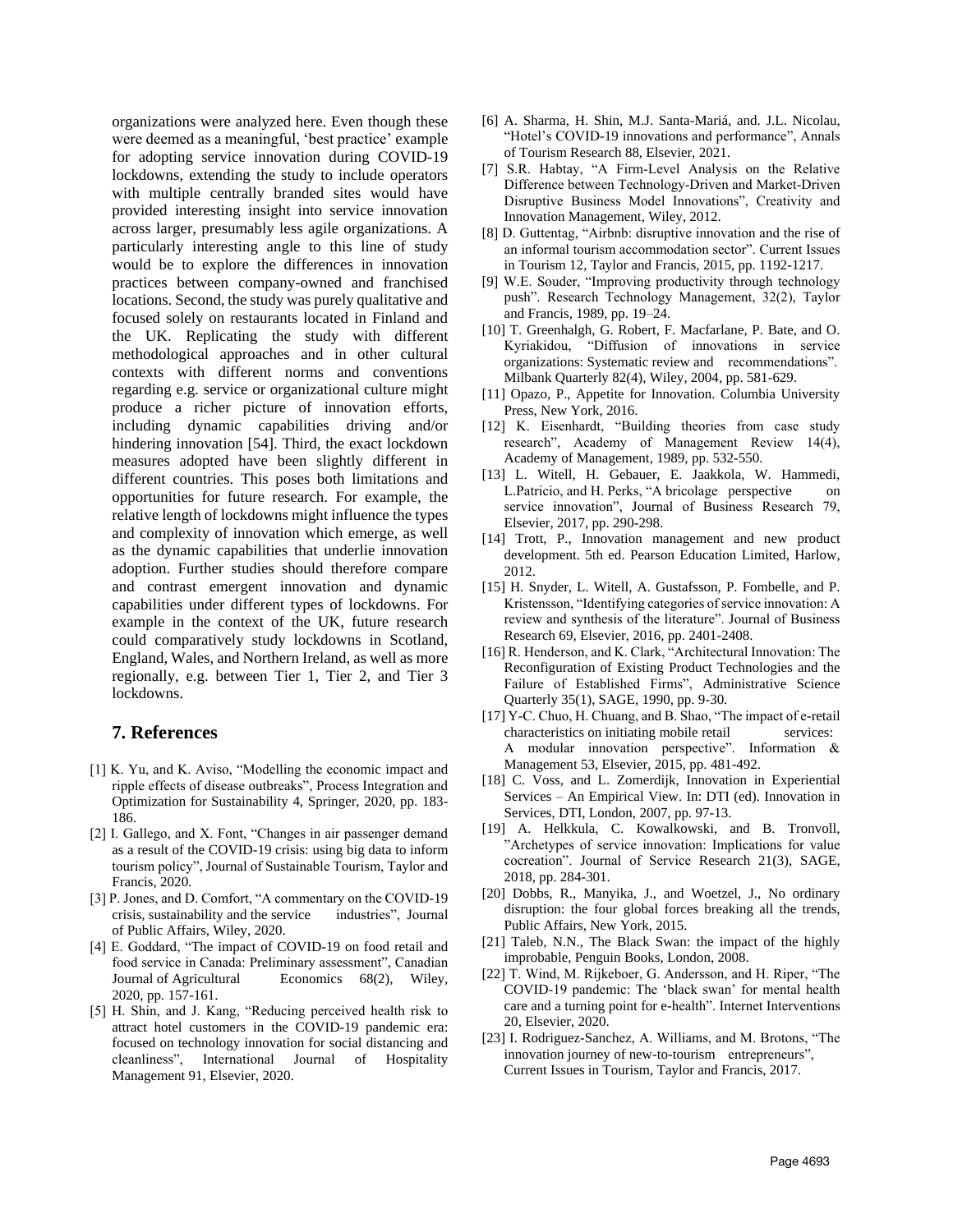organizations were analyzed here. Even though these were deemed as a meaningful, 'best practice' example for adopting service innovation during COVID-19 lockdowns, extending the study to include operators with multiple centrally branded sites would have provided interesting insight into service innovation across larger, presumably less agile organizations. A particularly interesting angle to this line of study would be to explore the differences in innovation practices between company-owned and franchised locations. Second, the study was purely qualitative and focused solely on restaurants located in Finland and the UK. Replicating the study with different methodological approaches and in other cultural contexts with different norms and conventions regarding e.g. service or organizational culture might produce a richer picture of innovation efforts, including dynamic capabilities driving and/or hindering innovation [54]. Third, the exact lockdown measures adopted have been slightly different in different countries. This poses both limitations and opportunities for future research. For example, the relative length of lockdowns might influence the types and complexity of innovation which emerge, as well as the dynamic capabilities that underlie innovation adoption. Further studies should therefore compare and contrast emergent innovation and dynamic capabilities under different types of lockdowns. For example in the context of the UK, future research could comparatively study lockdowns in Scotland, England, Wales, and Northern Ireland, as well as more regionally, e.g. between Tier 1, Tier 2, and Tier 3 lockdowns.

## 7. References

[1] K. Yu, and K. Aviso, "Modelling the economic impact and ripple effects of disease outbreaks", Process Integration and Optimization for Sustainability 4, Springer, 2020, pp. 183-186.

[2] I. Gallego, and X. Font, "Changes in air passenger demand as a result of the COVID-19 crisis: using big data to inform tourism policy", Journal of Sustainable Tourism, Taylor and Francis, 2020.

[3] P. Jones, and D. Comfort, "A commentary on the COVID-19 crisis, sustainability and the service industries", Journal of Public Affairs, Wiley, 2020.

[4] E. Goddard, "The impact of COVID-19 on food retail and food service in Canada: Preliminary assessment", Canadian Journal of Agricultural Economics 68(2), Wiley, 2020, pp. 157-161.

[5] H. Shin, and J. Kang, "Reducing perceived health risk to attract hotel customers in the COVID-19 pandemic era: focused on technology innovation for social distancing and cleanliness", International Journal of Hospitality Management 91, Elsevier, 2020.

[6] A. Sharma, H. Shin, M.J. Santa-Mariá, and. J.L. Nicolau, "Hotel's COVID-19 innovations and performance", Annals of Tourism Research 88, Elsevier, 2021.

[7] S.R. Habtay, "A Firm-Level Analysis on the Relative Difference between Technology-Driven and Market-Driven Disruptive Business Model Innovations", Creativity and Innovation Management, Wiley, 2012.

[8] D. Guttentag, "Airbnb: disruptive innovation and the rise of an informal tourism accommodation sector". Current Issues in Tourism 12, Taylor and Francis, 2015, pp. 1192-1217.

[9] W.E. Souder, "Improving productivity through technology push". Research Technology Management, 32(2), Taylor and Francis, 1989, pp. 19–24.

[10] T. Greenhalgh, G. Robert, F. Macfarlane, P. Bate, and O. Kyriakidou, "Diffusion of innovations in service organizations: Systematic review and recommendations". Milbank Quarterly 82(4), Wiley, 2004, pp. 581-629.

[11] Opazo, P., Appetite for Innovation. Columbia University Press, New York, 2016.

[12] K. Eisenhardt, "Building theories from case study research", Academy of Management Review 14(4), Academy of Management, 1989, pp. 532-550.

[13] L. Witell, H. Gebauer, E. Jaakkola, W. Hammedi, L.Patricio, and H. Perks, "A bricolage perspective on service innovation", Journal of Business Research 79, Elsevier, 2017, pp. 290-298.

[14] Trott, P., Innovation management and new product development. 5th ed. Pearson Education Limited, Harlow, 2012.

[15] H. Snyder, L. Witell, A. Gustafsson, P. Fombelle, and P. Kristensson, "Identifying categories of service innovation: A review and synthesis of the literature". Journal of Business Research 69, Elsevier, 2016, pp. 2401-2408.

[16] R. Henderson, and K. Clark, "Architectural Innovation: The Reconfiguration of Existing Product Technologies and the Failure of Established Firms", Administrative Science Quarterly 35(1), SAGE, 1990, pp. 9-30.

[17] Y-C. Chuo, H. Chuang, and B. Shao, "The impact of e-retail characteristics on initiating mobile retail services: A modular innovation perspective". Information & Management 53, Elsevier, 2015, pp. 481-492.

[18] C. Voss, and L. Zomerdijk, Innovation in Experiential Services – An Empirical View. In: DTI (ed). Innovation in Services, DTI, London, 2007, pp. 97-13.

[19] A. Helkkula, C. Kowalkowski, and B. Tronvoll, "Archetypes of service innovation: Implications for value cocreation". Journal of Service Research 21(3), SAGE, 2018, pp. 284-301.

[20] Dobbs, R., Manyika, J., and Woetzel, J., No ordinary disruption: the four global forces breaking all the trends, Public Affairs, New York, 2015.

[21] Taleb, N.N., The Black Swan: the impact of the highly improbable, Penguin Books, London, 2008.

[22] T. Wind, M. Rijkeboer, G. Andersson, and H. Riper, "The COVID-19 pandemic: The 'black swan' for mental health care and a turning point for e-health". Internet Interventions 20, Elsevier, 2020.

[23] I. Rodriguez-Sanchez, A. Williams, and M. Brotons, "The innovation journey of new-to-tourism entrepreneurs", Current Issues in Tourism, Taylor and Francis, 2017.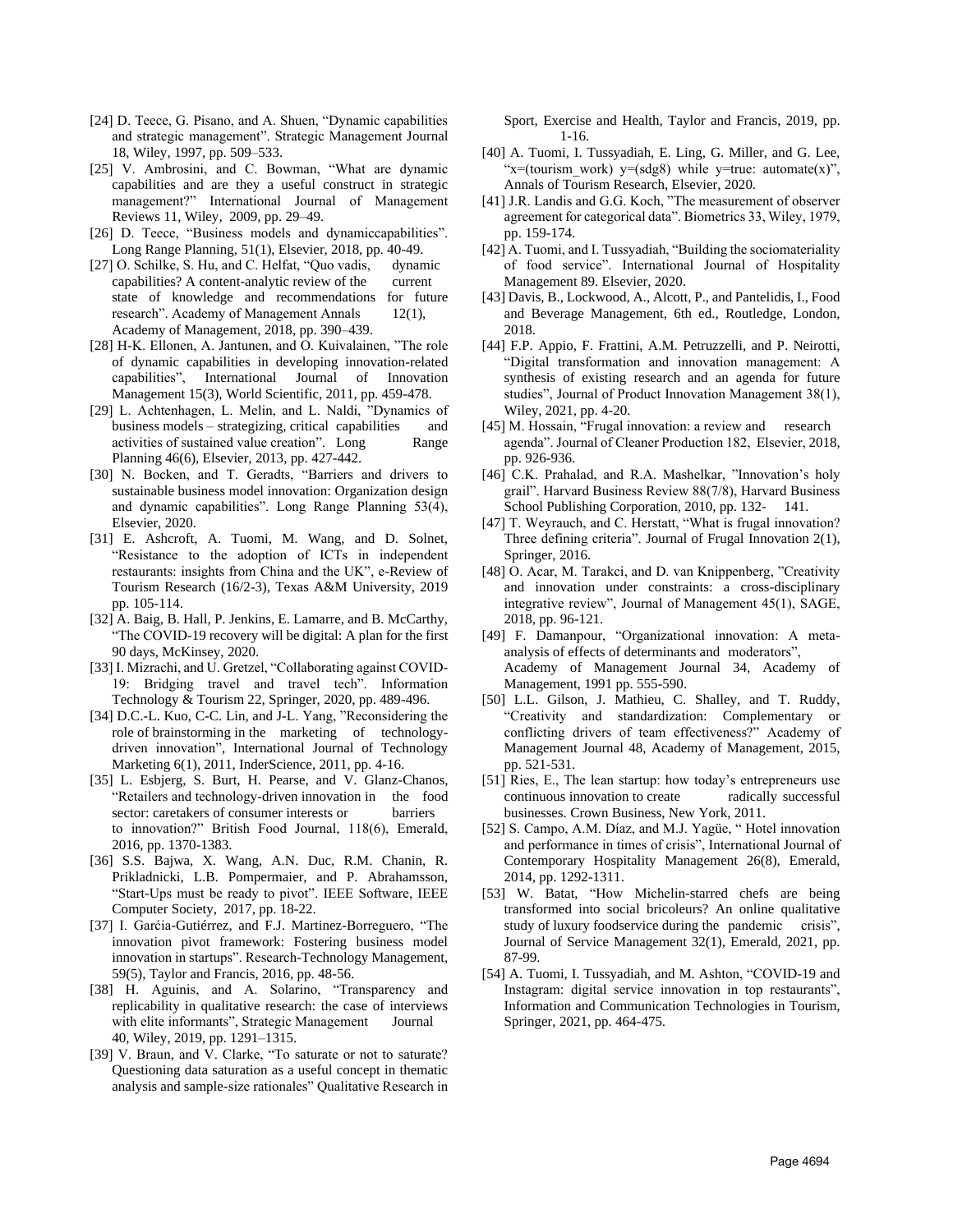[24] D. Teece, G. Pisano, and A. Shuen, "Dynamic capabilities and strategic management". Strategic Management Journal 18, Wiley, 1997, pp. 509–533.

[25] V. Ambrosini, and C. Bowman, "What are dynamic capabilities and are they a useful construct in strategic management?" International Journal of Management Reviews 11, Wiley, 2009, pp. 29–49.

[26] D. Teece, "Business models and dynamiccapabilities". Long Range Planning, 51(1), Elsevier, 2018, pp. 40-49.

[27] O. Schilke, S. Hu, and C. Helfat, "Quo vadis, dynamic capabilities? A content-analytic review of the current state of knowledge and recommendations for future research". Academy of Management Annals 12(1), Academy of Management, 2018, pp. 390–439.

[28] H-K. Ellonen, A. Jantunen, and O. Kuivalainen, "The role of dynamic capabilities in developing innovation-related capabilities", International Journal of Innovation Management 15(3), World Scientific, 2011, pp. 459-478.

[29] L. Achtenhagen, L. Melin, and L. Naldi, "Dynamics of business models – strategizing, critical capabilities and activities of sustained value creation". Long Range Planning 46(6), Elsevier, 2013, pp. 427-442.

[30] N. Bocken, and T. Geradts, "Barriers and drivers to sustainable business model innovation: Organization design and dynamic capabilities". Long Range Planning 53(4), Elsevier, 2020.

[31] E. Ashcroft, A. Tuomi, M. Wang, and D. Solnet, "Resistance to the adoption of ICTs in independent restaurants: insights from China and the UK", e-Review of Tourism Research (16/2-3), Texas A&M University, 2019 pp. 105-114.

[32] A. Baig, B. Hall, P. Jenkins, E. Lamarre, and B. McCarthy, "The COVID-19 recovery will be digital: A plan for the first 90 days, McKinsey, 2020.

[33] I. Mizrachi, and U. Gretzel, "Collaborating against COVID-19: Bridging travel and travel tech". Information Technology & Tourism 22, Springer, 2020, pp. 489-496.

[34] D.C.-L. Kuo, C-C. Lin, and J-L. Yang, "Reconsidering the role of brainstorming in the marketing of technology-driven innovation", International Journal of Technology Marketing 6(1), 2011, InderScience, 2011, pp. 4-16.

[35] L. Esbjerg, S. Burt, H. Pearse, and V. Glanz-Chanos, "Retailers and technology-driven innovation in the food sector: caretakers of consumer interests or barriers to innovation?" British Food Journal, 118(6), Emerald, 2016, pp. 1370-1383.

[36] S.S. Bajwa, X. Wang, A.N. Duc, R.M. Chanin, R. Prikladnicki, L.B. Pompermaier, and P. Abrahamsson, "Start-Ups must be ready to pivot". IEEE Software, IEEE Computer Society, 2017, pp. 18-22.

[37] I. Garćia-Gutiérrez, and F.J. Martinez-Borreguero, "The innovation pivot framework: Fostering business model innovation in startups". Research-Technology Management, 59(5), Taylor and Francis, 2016, pp. 48-56.

[38] H. Aguinis, and A. Solarino, "Transparency and replicability in qualitative research: the case of interviews with elite informants", Strategic Management Journal 40, Wiley, 2019, pp. 1291–1315.

[39] V. Braun, and V. Clarke, "To saturate or not to saturate? Questioning data saturation as a useful concept in thematic analysis and sample-size rationales" Qualitative Research in Sport, Exercise and Health, Taylor and Francis, 2019, pp. 1-16.

[40] A. Tuomi, I. Tussyadiah, E. Ling, G. Miller, and G. Lee, "x=(tourism_work) y=(sdg8) while y=true: automate(x)", Annals of Tourism Research, Elsevier, 2020.

[41] J.R. Landis and G.G. Koch, "The measurement of observer agreement for categorical data". Biometrics 33, Wiley, 1979, pp. 159-174.

[42] A. Tuomi, and I. Tussyadiah, "Building the sociomateriality of food service". International Journal of Hospitality Management 89. Elsevier, 2020.

[43] Davis, B., Lockwood, A., Alcott, P., and Pantelidis, I., Food and Beverage Management, 6th ed., Routledge, London, 2018.

[44] F.P. Appio, F. Frattini, A.M. Petruzzelli, and P. Neirotti, "Digital transformation and innovation management: A synthesis of existing research and an agenda for future studies", Journal of Product Innovation Management 38(1), Wiley, 2021, pp. 4-20.

[45] M. Hossain, "Frugal innovation: a review and research agenda". Journal of Cleaner Production 182, Elsevier, 2018, pp. 926-936.

[46] C.K. Prahalad, and R.A. Mashelkar, "Innovation's holy grail". Harvard Business Review 88(7/8), Harvard Business School Publishing Corporation, 2010, pp. 132- 141.

[47] T. Weyrauch, and C. Herstatt, "What is frugal innovation? Three defining criteria". Journal of Frugal Innovation 2(1), Springer, 2016.

[48] O. Acar, M. Tarakci, and D. van Knippenberg, "Creativity and innovation under constraints: a cross-disciplinary integrative review", Journal of Management 45(1), SAGE, 2018, pp. 96-121.

[49] F. Damanpour, "Organizational innovation: A meta-analysis of effects of determinants and moderators", Academy of Management Journal 34, Academy of Management, 1991 pp. 555-590.

[50] L.L. Gilson, J. Mathieu, C. Shalley, and T. Ruddy, "Creativity and standardization: Complementary or conflicting drivers of team effectiveness?" Academy of Management Journal 48, Academy of Management, 2015, pp. 521-531.

[51] Ries, E., The lean startup: how today's entrepreneurs use continuous innovation to create radically successful businesses. Crown Business, New York, 2011.

[52] S. Campo, A.M. Díaz, and M.J. Yagüe, " Hotel innovation and performance in times of crisis", International Journal of Contemporary Hospitality Management 26(8), Emerald, 2014, pp. 1292-1311.

[53] W. Batat, "How Michelin-starred chefs are being transformed into social bricoleurs? An online qualitative study of luxury foodservice during the pandemic crisis", Journal of Service Management 32(1), Emerald, 2021, pp. 87-99.

[54] A. Tuomi, I. Tussyadiah, and M. Ashton, "COVID-19 and Instagram: digital service innovation in top restaurants", Information and Communication Technologies in Tourism, Springer, 2021, pp. 464-475.